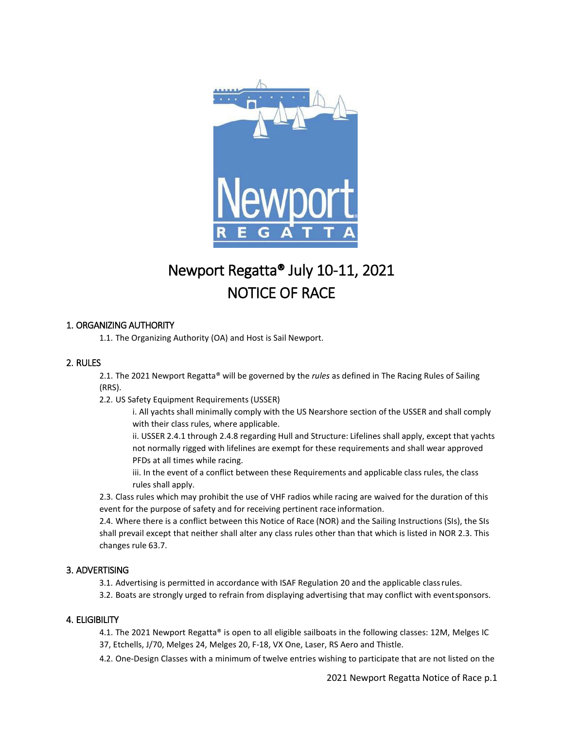# Newport Regatta® July 10-11, 2021

# NOTICE OF RACE

## 1. ORGANIZING AUTHORITY

1.1. The Organizing Authority (OA) and Host is Sail Newport.

## 2. RULES

2.1. The 2021 Newport Regatta® will be governed by the *rules* as defined in The Racing Rules of Sailing (RRS).

2.2. US Safety Equipment Requirements (USSER)

i. All yachts shall minimally comply with the US Nearshore section of the USSER and shall comply with their class rules, where applicable.

ii. USSER 2.4.1 through 2.4.8 regarding Hull and Structure: Lifelines shall apply, except that yachts not normally rigged with lifelines are exempt for these requirements and shall wear approved PFDs at all times while racing.

iii. In the event of a conflict between these Requirements and applicable class rules, the class rules shall apply.

2.3. Class rules which may prohibit the use of VHF radios while racing are waived for the duration of this event for the purpose of safety and for receiving pertinent race information.

2.4. Where there is a conflict between this Notice of Race (NOR) and the Sailing Instructions (SIs), the SIs shall prevail except that neither shall alter any class rules other than that which is listed in NOR 2.3. This changes rule 63.7.

## 3. ADVERTISING

3.1. Advertising is permitted in accordance with ISAF Regulation 20 and the applicable class rules.

3.2. Boats are strongly urged to refrain from displaying advertising that may conflict with event sponsors.

## 4. ELIGIBILITY

4.1. The 2021 Newport Regatta® is open to all eligible sailboats in the following classes: 12M, Melges IC 37, Etchells, J/70, Melges 24, Melges 20, F-18, VX One, Laser, RS Aero and Thistle.

4.2. One-Design Classes with a minimum of twelve entries wishing to participate that are not listed on the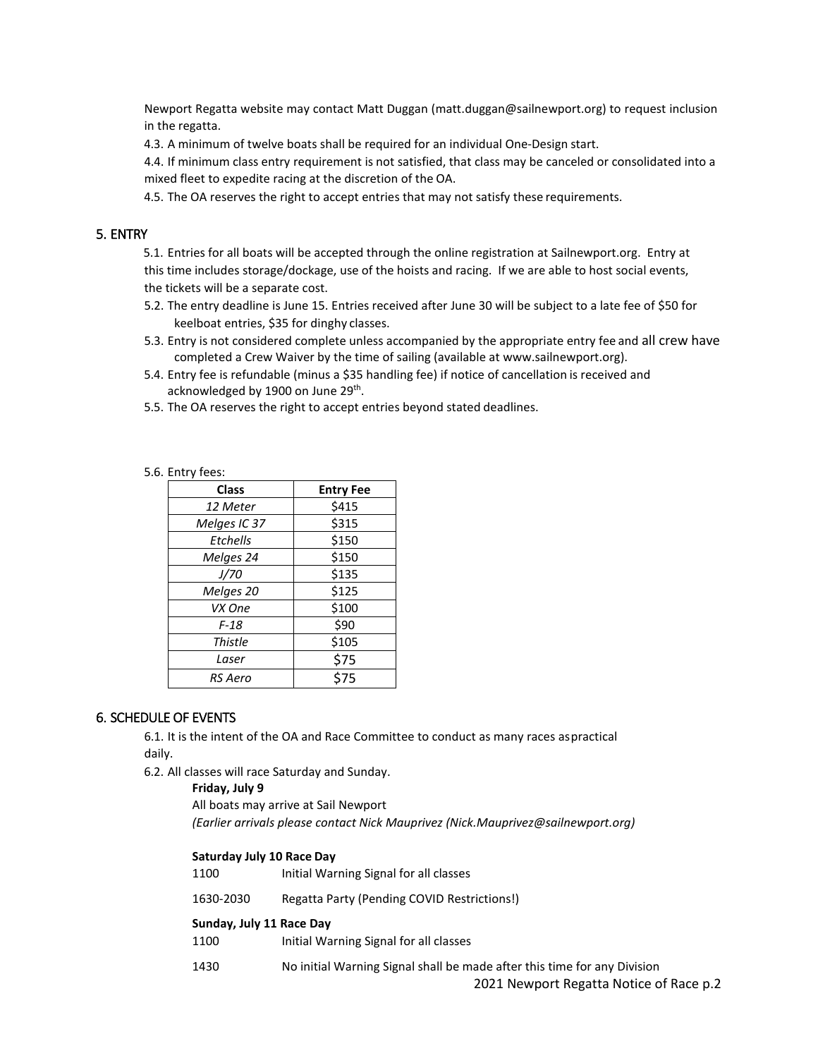Newport Regatta website may contact Matt Duggan (matt.duggan@sailnewport.org) to request inclusion in the regatta.

4.3. A minimum of twelve boats shall be required for an individual One-Design start.

4.4. If minimum class entry requirement is not satisfied, that class may be canceled or consolidated into a mixed fleet to expedite racing at the discretion of the OA.

4.5. The OA reserves the right to accept entries that may not satisfy these requirements.

## 5. ENTRY

5.1. Entries for all boats will be accepted through the online registration at Sailnewport.org. Entry at this time includes storage/dockage, use of the hoists and racing. If we are able to host social events, the tickets will be a separate cost.

5.2. The entry deadline is June 15. Entries received after June 30 will be subject to a late fee of $50 for keelboat entries, $35 for dinghy classes.

5.3. Entry is not considered complete unless accompanied by the appropriate entry fee and all crew have completed a Crew Waiver by the time of sailing (available at www.sailnewport.org).

5.4. Entry fee is refundable (minus a $35 handling fee) if notice of cancellation is received and acknowledged by 1900 on June 29th.

5.5. The OA reserves the right to accept entries beyond stated deadlines.

5.6. Entry fees:

| Class | Entry Fee |
|---|---|
| *12 Meter* | $415 |
| *Melges IC 37* | $315 |
| *Etchells* | $150 |
| *Melges 24* | $150 |
| *J/70* | $135 |
| *Melges 20* | $125 |
| *VX One* | $100 |
| *F-18* | $90 |
| *Thistle* | $105 |
| *Laser* | $75 |
| *RS Aero* | $75 |

## 6. SCHEDULE OF EVENTS

6.1. It is the intent of the OA and Race Committee to conduct as many races as practical daily.

6.2. All classes will race Saturday and Sunday.

**Friday, July 9**

All boats may arrive at Sail Newport

*(Earlier arrivals please contact Nick Mauprivez (Nick.Mauprivez@sailnewport.org)*

**Saturday July 10 Race Day**

1100 Initial Warning Signal for all classes

1630-2030 Regatta Party (Pending COVID Restrictions!)

**Sunday, July 11 Race Day**

1100 Initial Warning Signal for all classes

1430 No initial Warning Signal shall be made after this time for any Division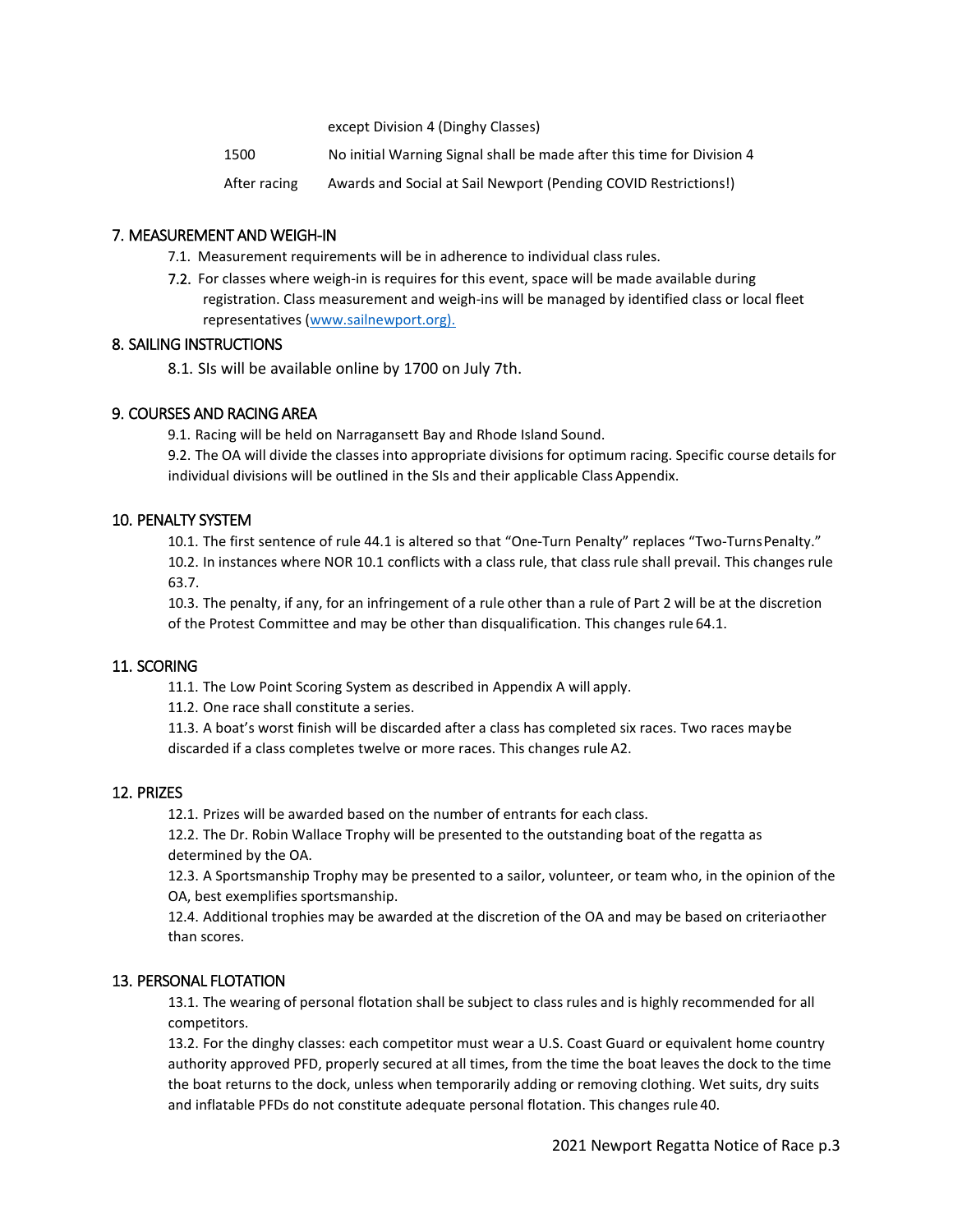| | |
|---|---|
| | except Division 4 (Dinghy Classes) |
| 1500 | No initial Warning Signal shall be made after this time for Division 4 |
| After racing | Awards and Social at Sail Newport (Pending COVID Restrictions!) |

## 7. MEASUREMENT AND WEIGH-IN

7.1. Measurement requirements will be in adherence to individual class rules.

7.2. For classes where weigh-in is requires for this event, space will be made available during registration. Class measurement and weigh-ins will be managed by identified class or local fleet representatives (www.sailnewport.org).

## 8. SAILING INSTRUCTIONS

8.1. SIs will be available online by 1700 on July 7th.

## 9. COURSES AND RACING AREA

9.1. Racing will be held on Narragansett Bay and Rhode Island Sound.

9.2. The OA will divide the classes into appropriate divisions for optimum racing. Specific course details for individual divisions will be outlined in the SIs and their applicable Class Appendix.

## 10. PENALTY SYSTEM

10.1. The first sentence of rule 44.1 is altered so that "One-Turn Penalty" replaces "Two-Turns Penalty."

10.2. In instances where NOR 10.1 conflicts with a class rule, that class rule shall prevail. This changes rule 63.7.

10.3. The penalty, if any, for an infringement of a rule other than a rule of Part 2 will be at the discretion of the Protest Committee and may be other than disqualification. This changes rule 64.1.

## 11. SCORING

11.1. The Low Point Scoring System as described in Appendix A will apply.

11.2. One race shall constitute a series.

11.3. A boat's worst finish will be discarded after a class has completed six races. Two races may be discarded if a class completes twelve or more races. This changes rule A2.

## 12. PRIZES

12.1. Prizes will be awarded based on the number of entrants for each class.

12.2. The Dr. Robin Wallace Trophy will be presented to the outstanding boat of the regatta as determined by the OA.

12.3. A Sportsmanship Trophy may be presented to a sailor, volunteer, or team who, in the opinion of the OA, best exemplifies sportsmanship.

12.4. Additional trophies may be awarded at the discretion of the OA and may be based on criteria other than scores.

## 13. PERSONAL FLOTATION

13.1. The wearing of personal flotation shall be subject to class rules and is highly recommended for all competitors.

13.2. For the dinghy classes: each competitor must wear a U.S. Coast Guard or equivalent home country authority approved PFD, properly secured at all times, from the time the boat leaves the dock to the time the boat returns to the dock, unless when temporarily adding or removing clothing. Wet suits, dry suits and inflatable PFDs do not constitute adequate personal flotation. This changes rule 40.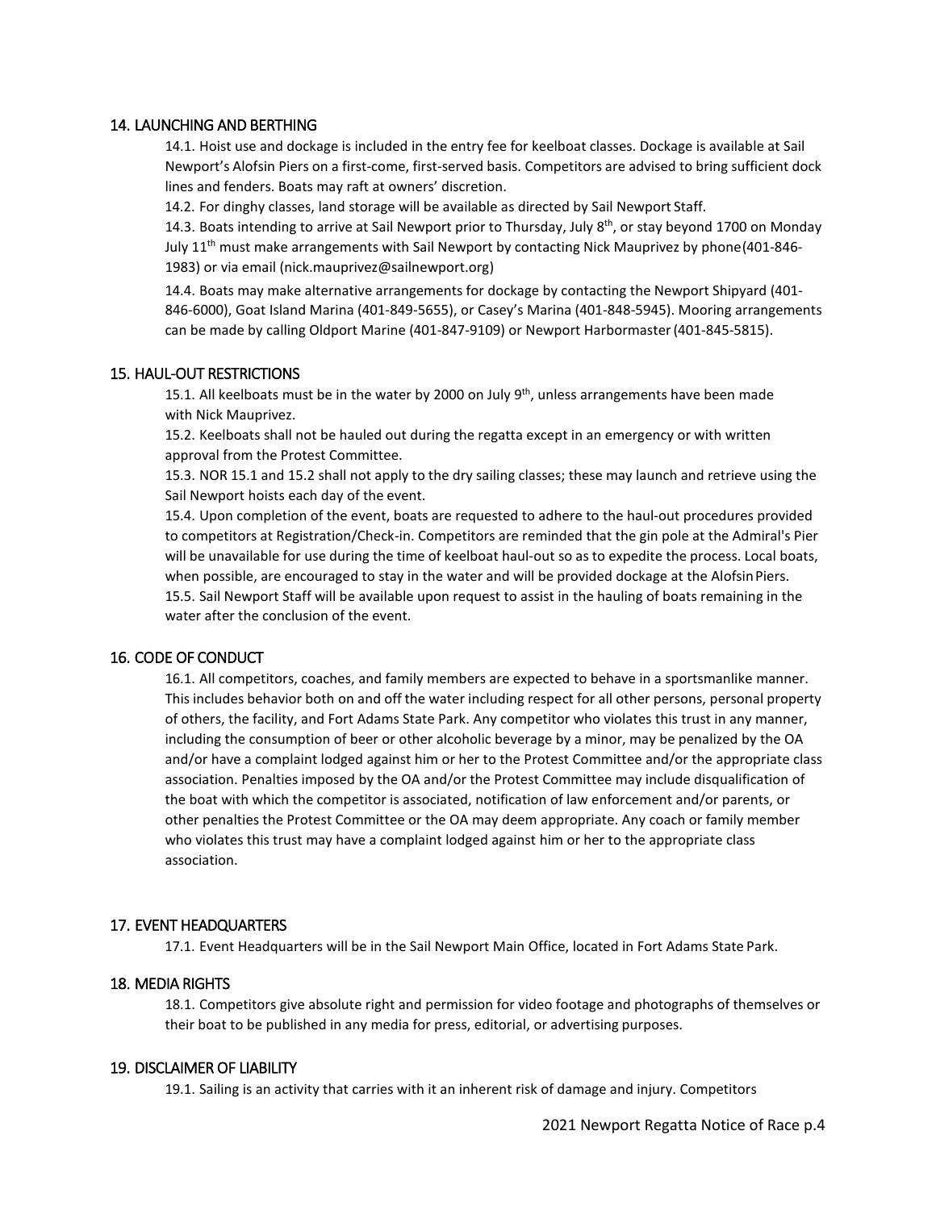## 14. LAUNCHING AND BERTHING

14.1. Hoist use and dockage is included in the entry fee for keelboat classes. Dockage is available at Sail Newport's Alofsin Piers on a first-come, first-served basis. Competitors are advised to bring sufficient dock lines and fenders. Boats may raft at owners' discretion.

14.2. For dinghy classes, land storage will be available as directed by Sail Newport Staff.

14.3. Boats intending to arrive at Sail Newport prior to Thursday, July 8th, or stay beyond 1700 on Monday July 11th must make arrangements with Sail Newport by contacting Nick Mauprivez by phone (401-846-1983) or via email (nick.mauprivez@sailnewport.org)

14.4. Boats may make alternative arrangements for dockage by contacting the Newport Shipyard (401-846-6000), Goat Island Marina (401-849-5655), or Casey's Marina (401-848-5945). Mooring arrangements can be made by calling Oldport Marine (401-847-9109) or Newport Harbormaster (401-845-5815).

## 15. HAUL-OUT RESTRICTIONS

15.1. All keelboats must be in the water by 2000 on July 9th, unless arrangements have been made with Nick Mauprivez.

15.2. Keelboats shall not be hauled out during the regatta except in an emergency or with written approval from the Protest Committee.

15.3. NOR 15.1 and 15.2 shall not apply to the dry sailing classes; these may launch and retrieve using the Sail Newport hoists each day of the event.

15.4. Upon completion of the event, boats are requested to adhere to the haul-out procedures provided to competitors at Registration/Check-in. Competitors are reminded that the gin pole at the Admiral's Pier will be unavailable for use during the time of keelboat haul-out so as to expedite the process. Local boats, when possible, are encouraged to stay in the water and will be provided dockage at the Alofsin Piers.

15.5. Sail Newport Staff will be available upon request to assist in the hauling of boats remaining in the water after the conclusion of the event.

## 16. CODE OF CONDUCT

16.1. All competitors, coaches, and family members are expected to behave in a sportsmanlike manner. This includes behavior both on and off the water including respect for all other persons, personal property of others, the facility, and Fort Adams State Park. Any competitor who violates this trust in any manner, including the consumption of beer or other alcoholic beverage by a minor, may be penalized by the OA and/or have a complaint lodged against him or her to the Protest Committee and/or the appropriate class association. Penalties imposed by the OA and/or the Protest Committee may include disqualification of the boat with which the competitor is associated, notification of law enforcement and/or parents, or other penalties the Protest Committee or the OA may deem appropriate. Any coach or family member who violates this trust may have a complaint lodged against him or her to the appropriate class association.

## 17. EVENT HEADQUARTERS

17.1. Event Headquarters will be in the Sail Newport Main Office, located in Fort Adams State Park.

## 18. MEDIA RIGHTS

18.1. Competitors give absolute right and permission for video footage and photographs of themselves or their boat to be published in any media for press, editorial, or advertising purposes.

## 19. DISCLAIMER OF LIABILITY

19.1. Sailing is an activity that carries with it an inherent risk of damage and injury. Competitors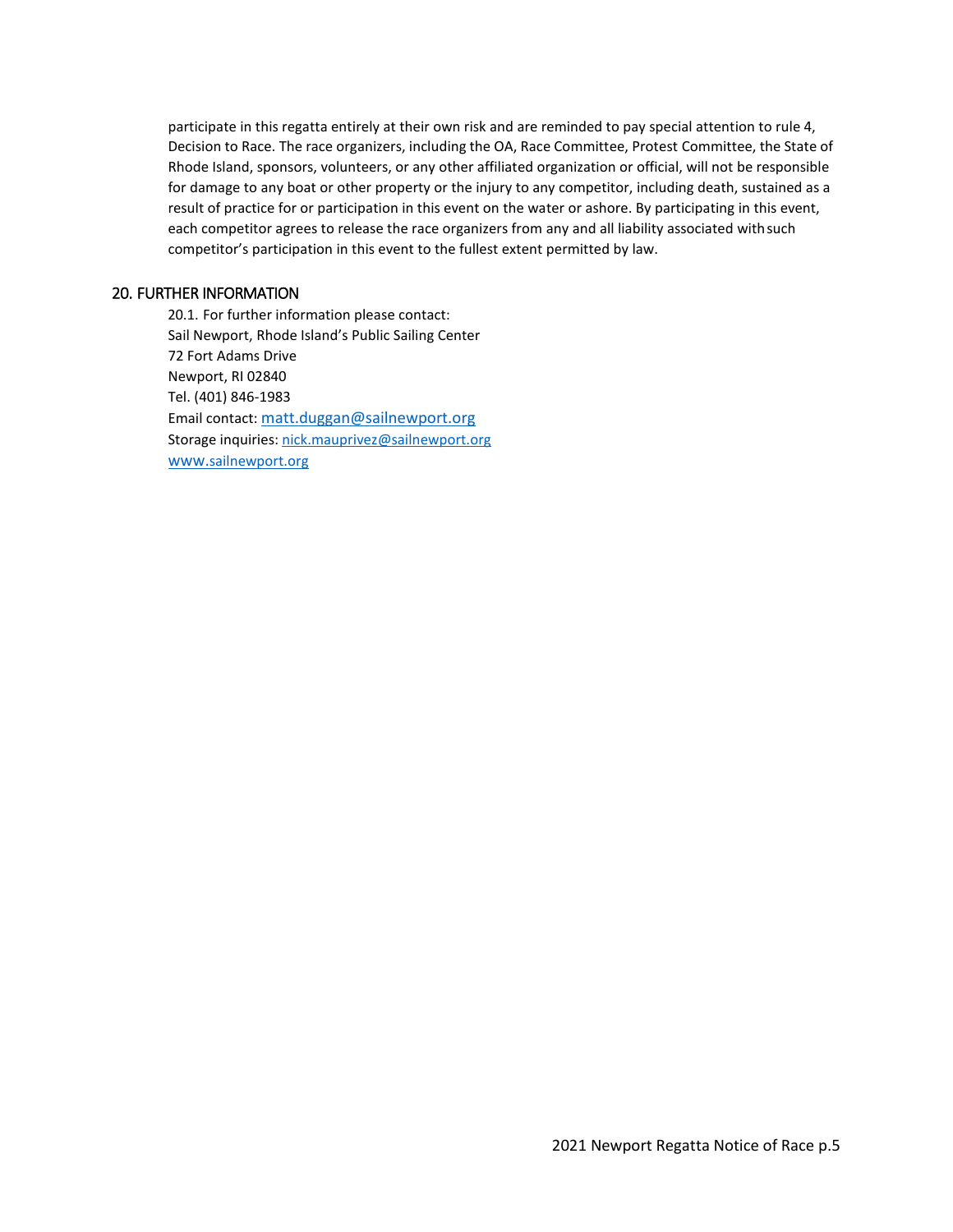participate in this regatta entirely at their own risk and are reminded to pay special attention to rule 4, Decision to Race. The race organizers, including the OA, Race Committee, Protest Committee, the State of Rhode Island, sponsors, volunteers, or any other affiliated organization or official, will not be responsible for damage to any boat or other property or the injury to any competitor, including death, sustained as a result of practice for or participation in this event on the water or ashore. By participating in this event, each competitor agrees to release the race organizers from any and all liability associated with such competitor's participation in this event to the fullest extent permitted by law.

## 20. FURTHER INFORMATION

20.1. For further information please contact:
Sail Newport, Rhode Island's Public Sailing Center
72 Fort Adams Drive
Newport, RI 02840
Tel. (401) 846-1983
Email contact: matt.duggan@sailnewport.org
Storage inquiries: nick.mauprivez@sailnewport.org
www.sailnewport.org